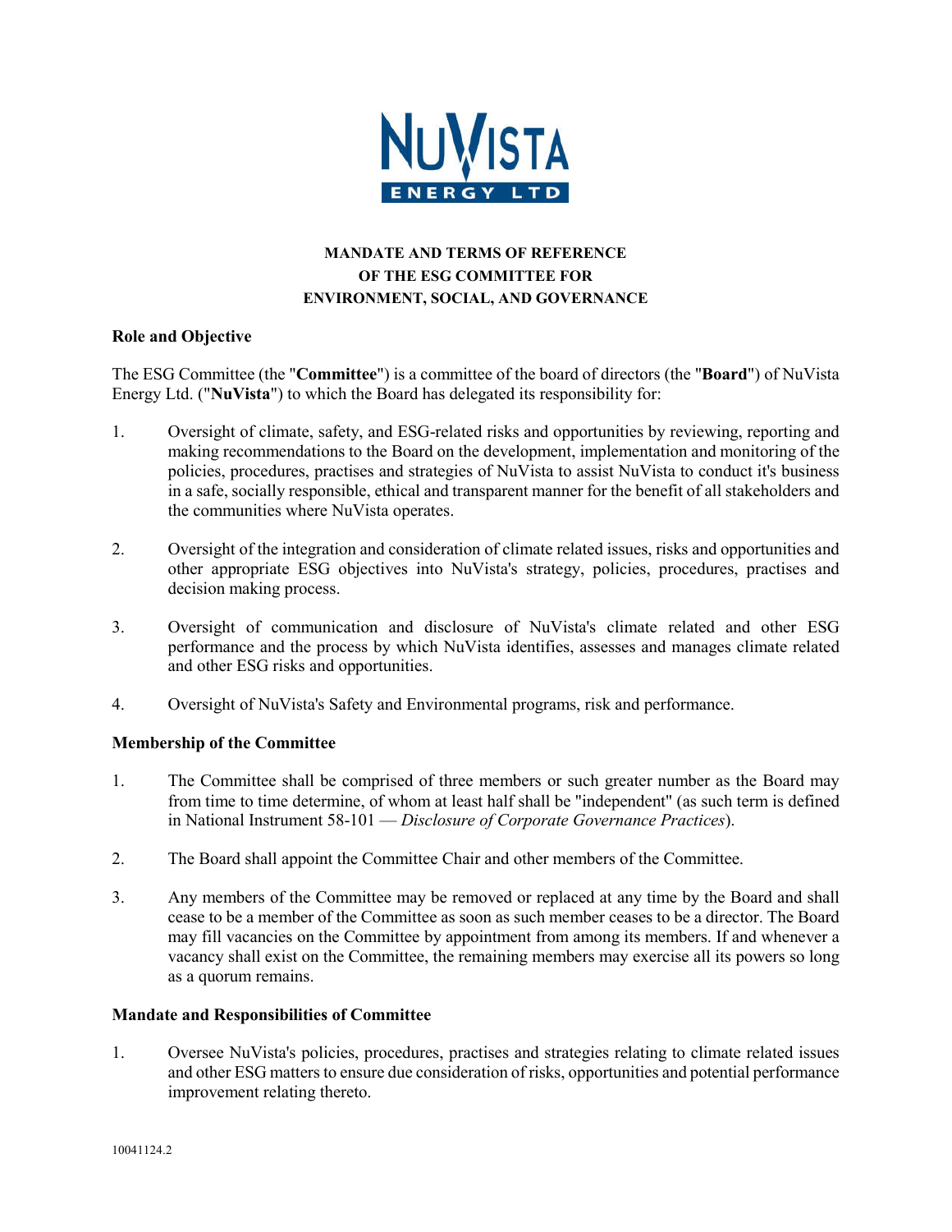**MANDATE AND TERMS OF REFERENCE**
**OF THE ESG COMMITTEE FOR**
**ENVIRONMENT, SOCIAL, AND GOVERNANCE**

## Role and Objective

The ESG Committee (the "**Committee**") is a committee of the board of directors (the "**Board**") of NuVista Energy Ltd. ("**NuVista**") to which the Board has delegated its responsibility for:

1. Oversight of climate, safety, and ESG-related risks and opportunities by reviewing, reporting and making recommendations to the Board on the development, implementation and monitoring of the policies, procedures, practises and strategies of NuVista to assist NuVista to conduct it's business in a safe, socially responsible, ethical and transparent manner for the benefit of all stakeholders and the communities where NuVista operates.

2. Oversight of the integration and consideration of climate related issues, risks and opportunities and other appropriate ESG objectives into NuVista's strategy, policies, procedures, practises and decision making process.

3. Oversight of communication and disclosure of NuVista's climate related and other ESG performance and the process by which NuVista identifies, assesses and manages climate related and other ESG risks and opportunities.

4. Oversight of NuVista's Safety and Environmental programs, risk and performance.

## Membership of the Committee

1. The Committee shall be comprised of three members or such greater number as the Board may from time to time determine, of whom at least half shall be "independent" (as such term is defined in National Instrument 58-101 — *Disclosure of Corporate Governance Practices*).

2. The Board shall appoint the Committee Chair and other members of the Committee.

3. Any members of the Committee may be removed or replaced at any time by the Board and shall cease to be a member of the Committee as soon as such member ceases to be a director. The Board may fill vacancies on the Committee by appointment from among its members. If and whenever a vacancy shall exist on the Committee, the remaining members may exercise all its powers so long as a quorum remains.

## Mandate and Responsibilities of Committee

1. Oversee NuVista's policies, procedures, practises and strategies relating to climate related issues and other ESG matters to ensure due consideration of risks, opportunities and potential performance improvement relating thereto.

10041124.2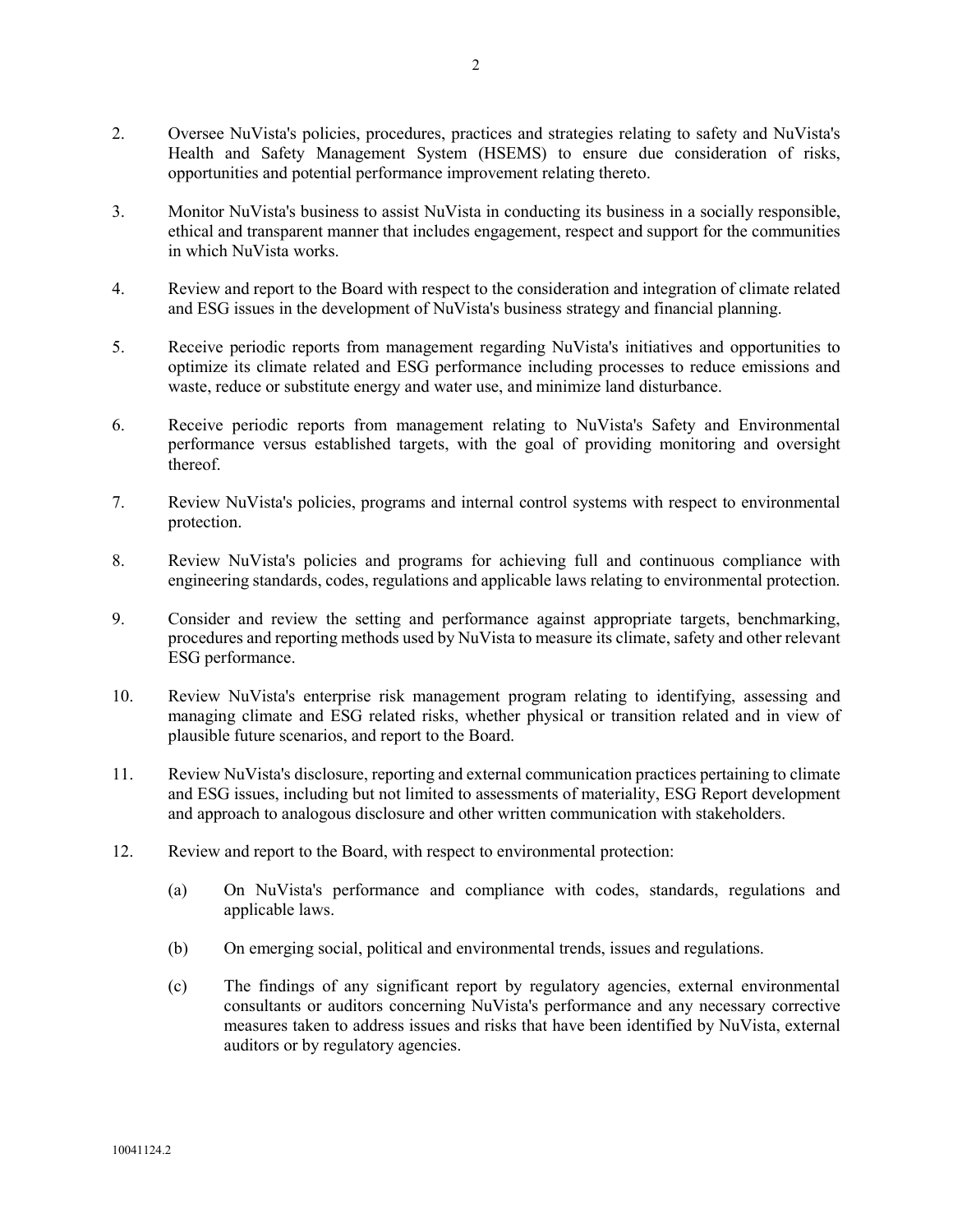2. Oversee NuVista's policies, procedures, practices and strategies relating to safety and NuVista's Health and Safety Management System (HSEMS) to ensure due consideration of risks, opportunities and potential performance improvement relating thereto.

3. Monitor NuVista's business to assist NuVista in conducting its business in a socially responsible, ethical and transparent manner that includes engagement, respect and support for the communities in which NuVista works.

4. Review and report to the Board with respect to the consideration and integration of climate related and ESG issues in the development of NuVista's business strategy and financial planning.

5. Receive periodic reports from management regarding NuVista's initiatives and opportunities to optimize its climate related and ESG performance including processes to reduce emissions and waste, reduce or substitute energy and water use, and minimize land disturbance.

6. Receive periodic reports from management relating to NuVista's Safety and Environmental performance versus established targets, with the goal of providing monitoring and oversight thereof.

7. Review NuVista's policies, programs and internal control systems with respect to environmental protection.

8. Review NuVista's policies and programs for achieving full and continuous compliance with engineering standards, codes, regulations and applicable laws relating to environmental protection.

9. Consider and review the setting and performance against appropriate targets, benchmarking, procedures and reporting methods used by NuVista to measure its climate, safety and other relevant ESG performance.

10. Review NuVista's enterprise risk management program relating to identifying, assessing and managing climate and ESG related risks, whether physical or transition related and in view of plausible future scenarios, and report to the Board.

11. Review NuVista's disclosure, reporting and external communication practices pertaining to climate and ESG issues, including but not limited to assessments of materiality, ESG Report development and approach to analogous disclosure and other written communication with stakeholders.

12. Review and report to the Board, with respect to environmental protection:

    (a) On NuVista's performance and compliance with codes, standards, regulations and applicable laws.

    (b) On emerging social, political and environmental trends, issues and regulations.

    (c) The findings of any significant report by regulatory agencies, external environmental consultants or auditors concerning NuVista's performance and any necessary corrective measures taken to address issues and risks that have been identified by NuVista, external auditors or by regulatory agencies.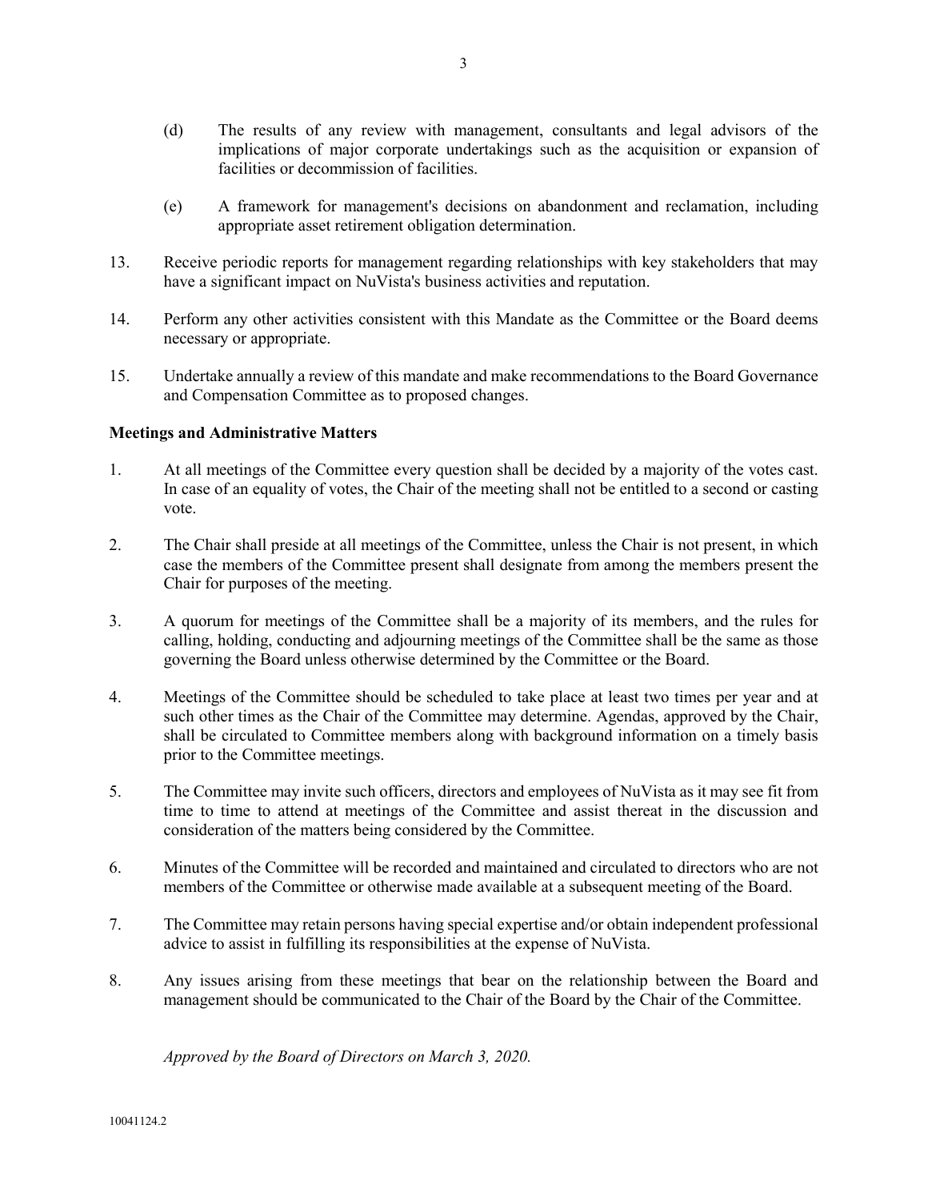(d) The results of any review with management, consultants and legal advisors of the implications of major corporate undertakings such as the acquisition or expansion of facilities or decommission of facilities.

(e) A framework for management's decisions on abandonment and reclamation, including appropriate asset retirement obligation determination.

13. Receive periodic reports for management regarding relationships with key stakeholders that may have a significant impact on NuVista's business activities and reputation.

14. Perform any other activities consistent with this Mandate as the Committee or the Board deems necessary or appropriate.

15. Undertake annually a review of this mandate and make recommendations to the Board Governance and Compensation Committee as to proposed changes.

**Meetings and Administrative Matters**

1. At all meetings of the Committee every question shall be decided by a majority of the votes cast. In case of an equality of votes, the Chair of the meeting shall not be entitled to a second or casting vote.

2. The Chair shall preside at all meetings of the Committee, unless the Chair is not present, in which case the members of the Committee present shall designate from among the members present the Chair for purposes of the meeting.

3. A quorum for meetings of the Committee shall be a majority of its members, and the rules for calling, holding, conducting and adjourning meetings of the Committee shall be the same as those governing the Board unless otherwise determined by the Committee or the Board.

4. Meetings of the Committee should be scheduled to take place at least two times per year and at such other times as the Chair of the Committee may determine. Agendas, approved by the Chair, shall be circulated to Committee members along with background information on a timely basis prior to the Committee meetings.

5. The Committee may invite such officers, directors and employees of NuVista as it may see fit from time to time to attend at meetings of the Committee and assist thereat in the discussion and consideration of the matters being considered by the Committee.

6. Minutes of the Committee will be recorded and maintained and circulated to directors who are not members of the Committee or otherwise made available at a subsequent meeting of the Board.

7. The Committee may retain persons having special expertise and/or obtain independent professional advice to assist in fulfilling its responsibilities at the expense of NuVista.

8. Any issues arising from these meetings that bear on the relationship between the Board and management should be communicated to the Chair of the Board by the Chair of the Committee.

*Approved by the Board of Directors on March 3, 2020.*

10041124.2